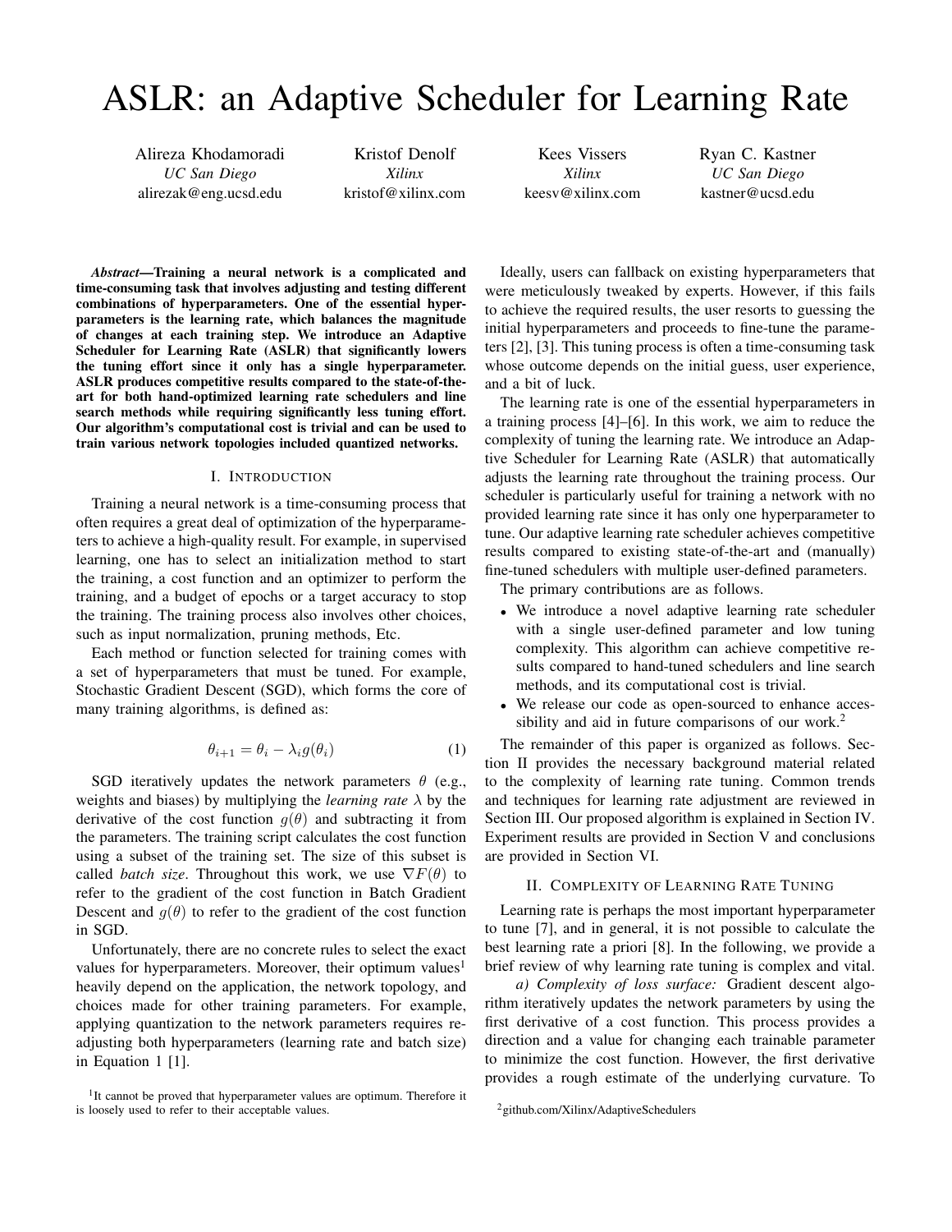# ASLR: an Adaptive Scheduler for Learning Rate

Alireza Khodamoradi
*UC San Diego*
alirezak@eng.ucsd.edu

Kristof Denolf
*Xilinx*
kristof@xilinx.com

Kees Vissers
*Xilinx*
keesv@xilinx.com

Ryan C. Kastner
*UC San Diego*
kastner@ucsd.edu

***Abstract*—Training a neural network is a complicated and time-consuming task that involves adjusting and testing different combinations of hyperparameters. One of the essential hyperparameters is the learning rate, which balances the magnitude of changes at each training step. We introduce an Adaptive Scheduler for Learning Rate (ASLR) that significantly lowers the tuning effort since it only has a single hyperparameter. ASLR produces competitive results compared to the state-of-the-art for both hand-optimized learning rate schedulers and line search methods while requiring significantly less tuning effort. Our algorithm's computational cost is trivial and can be used to train various network topologies included quantized networks.**

## I. Introduction

Training a neural network is a time-consuming process that often requires a great deal of optimization of the hyperparameters to achieve a high-quality result. For example, in supervised learning, one has to select an initialization method to start the training, a cost function and an optimizer to perform the training, and a budget of epochs or a target accuracy to stop the training. The training process also involves other choices, such as input normalization, pruning methods, Etc.

Each method or function selected for training comes with a set of hyperparameters that must be tuned. For example, Stochastic Gradient Descent (SGD), which forms the core of many training algorithms, is defined as:

$$\theta_{i+1} = \theta_i - \lambda_i g(\theta_i) \tag{1}$$

SGD iteratively updates the network parameters $\theta$ (e.g., weights and biases) by multiplying the *learning rate* $\lambda$ by the derivative of the cost function $g(\theta)$ and subtracting it from the parameters. The training script calculates the cost function using a subset of the training set. The size of this subset is called *batch size*. Throughout this work, we use $\nabla F(\theta)$ to refer to the gradient of the cost function in Batch Gradient Descent and $g(\theta)$ to refer to the gradient of the cost function in SGD.

Unfortunately, there are no concrete rules to select the exact values for hyperparameters. Moreover, their optimum values[1] heavily depend on the application, the network topology, and choices made for other training parameters. For example, applying quantization to the network parameters requires re-adjusting both hyperparameters (learning rate and batch size) in Equation 1 [1].

Ideally, users can fallback on existing hyperparameters that were meticulously tweaked by experts. However, if this fails to achieve the required results, the user resorts to guessing the initial hyperparameters and proceeds to fine-tune the parameters [2], [3]. This tuning process is often a time-consuming task whose outcome depends on the initial guess, user experience, and a bit of luck.

The learning rate is one of the essential hyperparameters in a training process [4]–[6]. In this work, we aim to reduce the complexity of tuning the learning rate. We introduce an Adaptive Scheduler for Learning Rate (ASLR) that automatically adjusts the learning rate throughout the training process. Our scheduler is particularly useful for training a network with no provided learning rate since it has only one hyperparameter to tune. Our adaptive learning rate scheduler achieves competitive results compared to existing state-of-the-art and (manually) fine-tuned schedulers with multiple user-defined parameters.

The primary contributions are as follows.

- We introduce a novel adaptive learning rate scheduler with a single user-defined parameter and low tuning complexity. This algorithm can achieve competitive results compared to hand-tuned schedulers and line search methods, and its computational cost is trivial.
- We release our code as open-sourced to enhance accessibility and aid in future comparisons of our work.[2]

The remainder of this paper is organized as follows. Section II provides the necessary background material related to the complexity of learning rate tuning. Common trends and techniques for learning rate adjustment are reviewed in Section III. Our proposed algorithm is explained in Section IV. Experiment results are provided in Section V and conclusions are provided in Section VI.

## II. Complexity of Learning Rate Tuning

Learning rate is perhaps the most important hyperparameter to tune [7], and in general, it is not possible to calculate the best learning rate a priori [8]. In the following, we provide a brief review of why learning rate tuning is complex and vital.

*a) Complexity of loss surface:* Gradient descent algorithm iteratively updates the network parameters by using the first derivative of a cost function. This process provides a direction and a value for changing each trainable parameter to minimize the cost function. However, the first derivative provides a rough estimate of the underlying curvature. To

[1] It cannot be proved that hyperparameter values are optimum. Therefore it is loosely used to refer to their acceptable values.

[2] github.com/Xilinx/AdaptiveSchedulers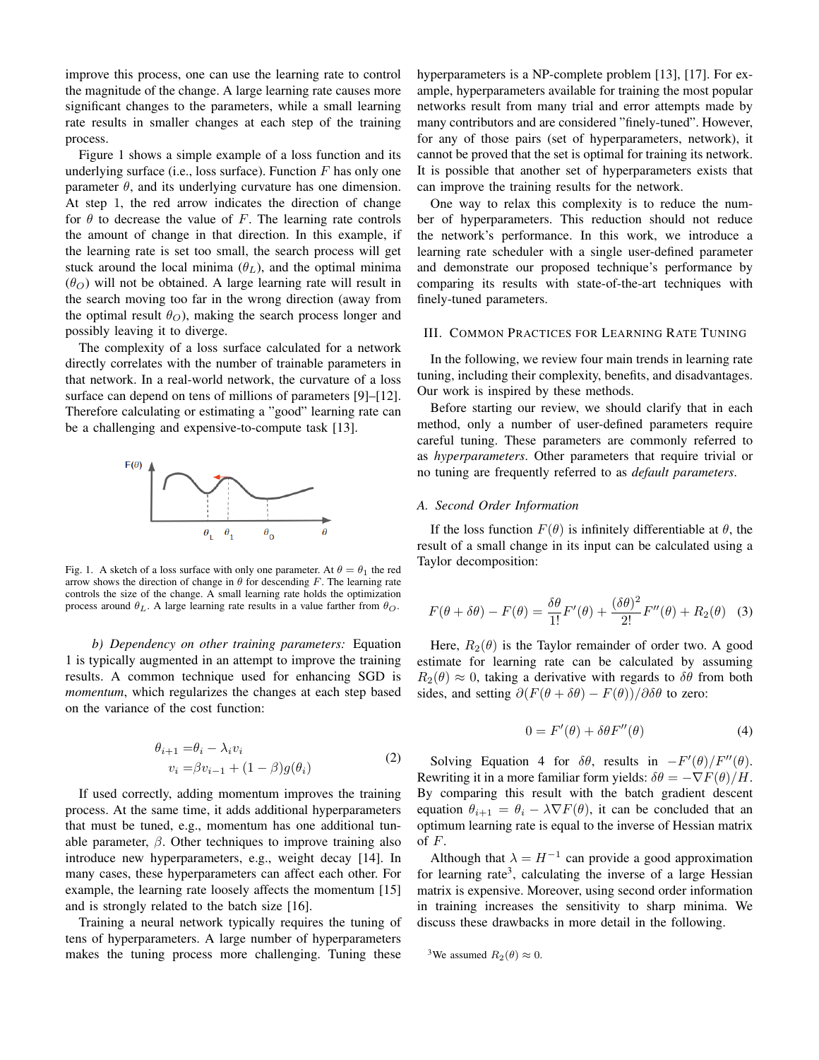improve this process, one can use the learning rate to control the magnitude of the change. A large learning rate causes more significant changes to the parameters, while a small learning rate results in smaller changes at each step of the training process.

Figure 1 shows a simple example of a loss function and its underlying surface (i.e., loss surface). Function $F$ has only one parameter $\theta$, and its underlying curvature has one dimension. At step 1, the red arrow indicates the direction of change for $\theta$ to decrease the value of $F$. The learning rate controls the amount of change in that direction. In this example, if the learning rate is set too small, the search process will get stuck around the local minima ($\theta_L$), and the optimal minima ($\theta_O$) will not be obtained. A large learning rate will result in the search moving too far in the wrong direction (away from the optimal result $\theta_O$), making the search process longer and possibly leaving it to diverge.

The complexity of a loss surface calculated for a network directly correlates with the number of trainable parameters in that network. In a real-world network, the curvature of a loss surface can depend on tens of millions of parameters [9]–[12]. Therefore calculating or estimating a "good" learning rate can be a challenging and expensive-to-compute task [13].

Fig. 1. A sketch of a loss surface with only one parameter. At $\theta = \theta_1$ the red arrow shows the direction of change in $\theta$ for descending $F$. The learning rate controls the size of the change. A small learning rate holds the optimization process around $\theta_L$. A large learning rate results in a value farther from $\theta_O$.

*b) Dependency on other training parameters:* Equation 1 is typically augmented in an attempt to improve the training results. A common technique used for enhancing SGD is *momentum*, which regularizes the changes at each step based on the variance of the cost function:

$$
\begin{aligned}
\theta_{i+1} &= \theta_i - \lambda_i v_i \\
v_i &= \beta v_{i-1} + (1-\beta) g(\theta_i)
\end{aligned}
\tag{2}
$$

If used correctly, adding momentum improves the training process. At the same time, it adds additional hyperparameters that must be tuned, e.g., momentum has one additional tunable parameter, $\beta$. Other techniques to improve training also introduce new hyperparameters, e.g., weight decay [14]. In many cases, these hyperparameters can affect each other. For example, the learning rate loosely affects the momentum [15] and is strongly related to the batch size [16].

Training a neural network typically requires the tuning of tens of hyperparameters. A large number of hyperparameters makes the tuning process more challenging. Tuning these hyperparameters is a NP-complete problem [13], [17]. For example, hyperparameters available for training the most popular networks result from many trial and error attempts made by many contributors and are considered "finely-tuned". However, for any of those pairs (set of hyperparameters, network), it cannot be proved that the set is optimal for training its network. It is possible that another set of hyperparameters exists that can improve the training results for the network.

One way to relax this complexity is to reduce the number of hyperparameters. This reduction should not reduce the network's performance. In this work, we introduce a learning rate scheduler with a single user-defined parameter and demonstrate our proposed technique's performance by comparing its results with state-of-the-art techniques with finely-tuned parameters.

## III. Common Practices for Learning Rate Tuning

In the following, we review four main trends in learning rate tuning, including their complexity, benefits, and disadvantages. Our work is inspired by these methods.

Before starting our review, we should clarify that in each method, only a number of user-defined parameters require careful tuning. These parameters are commonly referred to as *hyperparameters*. Other parameters that require trivial or no tuning are frequently referred to as *default parameters*.

### A. Second Order Information

If the loss function $F(\theta)$ is infinitely differentiable at $\theta$, the result of a small change in its input can be calculated using a Taylor decomposition:

$$
F(\theta + \delta\theta) - F(\theta) = \frac{\delta\theta}{1!}F'(\theta) + \frac{(\delta\theta)^2}{2!}F''(\theta) + R_2(\theta) \tag{3}
$$

Here, $R_2(\theta)$ is the Taylor remainder of order two. A good estimate for learning rate can be calculated by assuming $R_2(\theta) \approx 0$, taking a derivative with regards to $\delta\theta$ from both sides, and setting $\partial(F(\theta + \delta\theta) - F(\theta))/\partial\delta\theta$ to zero:

$$
0 = F'(\theta) + \delta\theta F''(\theta) \tag{4}
$$

Solving Equation 4 for $\delta\theta$, results in $-F'(\theta)/F''(\theta)$. Rewriting it in a more familiar form yields: $\delta\theta = -\nabla F(\theta)/H$. By comparing this result with the batch gradient descent equation $\theta_{i+1} = \theta_i - \lambda\nabla F(\theta)$, it can be concluded that an optimum learning rate is equal to the inverse of Hessian matrix of $F$.

Although that $\lambda = H^{-1}$ can provide a good approximation for learning rate[3], calculating the inverse of a large Hessian matrix is expensive. Moreover, using second order information in training increases the sensitivity to sharp minima. We discuss these drawbacks in more detail in the following.

[3] We assumed $R_2(\theta) \approx 0$.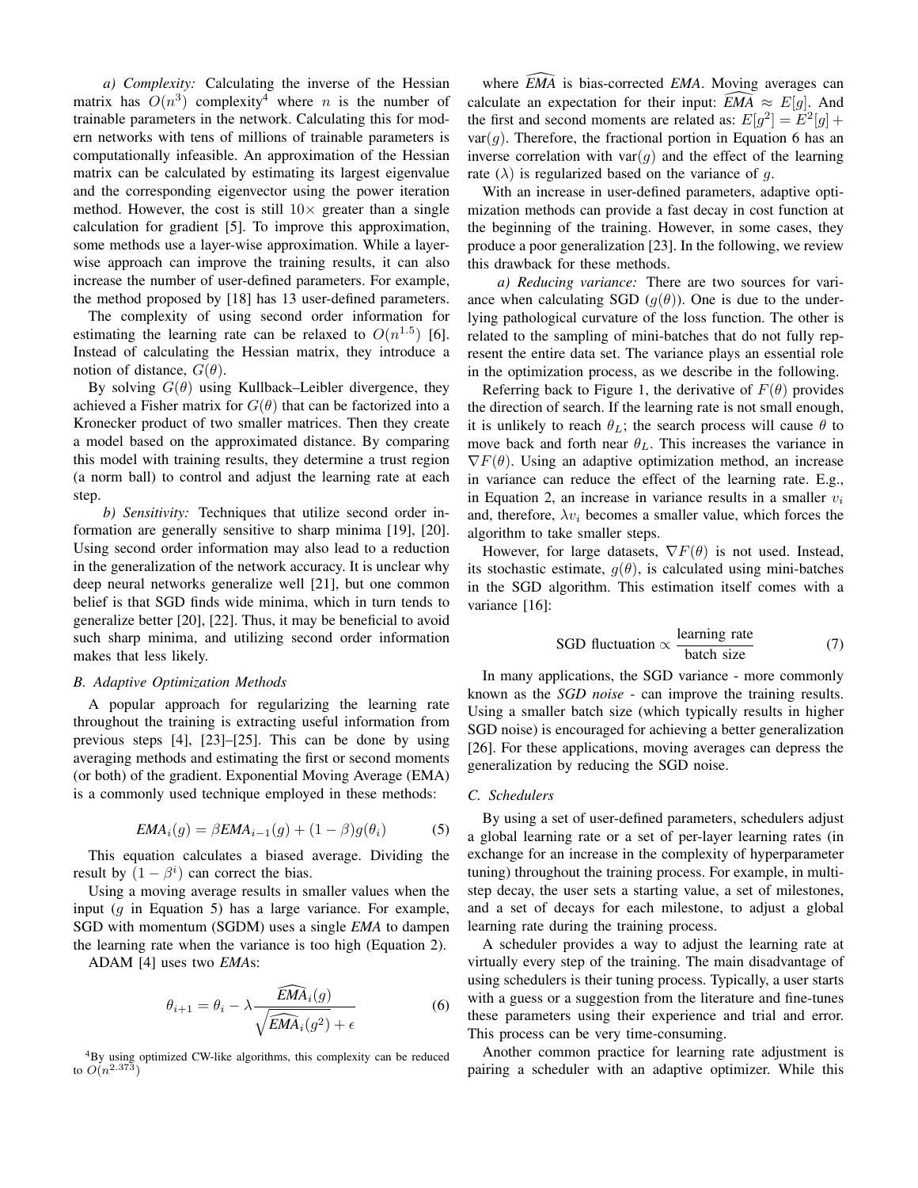*a) Complexity:* Calculating the inverse of the Hessian matrix has $O(n^3)$ complexity[4] where $n$ is the number of trainable parameters in the network. Calculating this for modern networks with tens of millions of trainable parameters is computationally infeasible. An approximation of the Hessian matrix can be calculated by estimating its largest eigenvalue and the corresponding eigenvector using the power iteration method. However, the cost is still $10\times$ greater than a single calculation for gradient [5]. To improve this approximation, some methods use a layer-wise approximation. While a layer-wise approach can improve the training results, it can also increase the number of user-defined parameters. For example, the method proposed by [18] has 13 user-defined parameters.

The complexity of using second order information for estimating the learning rate can be relaxed to $O(n^{1.5})$ [6]. Instead of calculating the Hessian matrix, they introduce a notion of distance, $G(\theta)$.

By solving $G(\theta)$ using Kullback–Leibler divergence, they achieved a Fisher matrix for $G(\theta)$ that can be factorized into a Kronecker product of two smaller matrices. Then they create a model based on the approximated distance. By comparing this model with training results, they determine a trust region (a norm ball) to control and adjust the learning rate at each step.

*b) Sensitivity:* Techniques that utilize second order information are generally sensitive to sharp minima [19], [20]. Using second order information may also lead to a reduction in the generalization of the network accuracy. It is unclear why deep neural networks generalize well [21], but one common belief is that SGD finds wide minima, which in turn tends to generalize better [20], [22]. Thus, it may be beneficial to avoid such sharp minima, and utilizing second order information makes that less likely.

### B. Adaptive Optimization Methods

A popular approach for regularizing the learning rate throughout the training is extracting useful information from previous steps [4], [23]–[25]. This can be done by using averaging methods and estimating the first or second moments (or both) of the gradient. Exponential Moving Average (EMA) is a commonly used technique employed in these methods:

$$\mathit{EMA}_i(g) = \beta \mathit{EMA}_{i-1}(g) + (1-\beta) g(\theta_i) \tag{5}$$

This equation calculates a biased average. Dividing the result by $(1 - \beta^i)$ can correct the bias.

Using a moving average results in smaller values when the input ($g$ in Equation 5) has a large variance. For example, SGD with momentum (SGDM) uses a single *EMA* to dampen the learning rate when the variance is too high (Equation 2).

ADAM [4] uses two *EMA*s:

$$\theta_{i+1} = \theta_i - \lambda \frac{\widehat{\mathit{EMA}}_i(g)}{\sqrt{\widehat{\mathit{EMA}}_i(g^2)} + \epsilon} \tag{6}$$

where $\widehat{\mathit{EMA}}$ is bias-corrected *EMA*. Moving averages can calculate an expectation for their input: $\widehat{\mathit{EMA}} \approx E[g]$. And the first and second moments are related as: $E[g^2] = E^2[g] + \text{var}(g)$. Therefore, the fractional portion in Equation 6 has an inverse correlation with $\text{var}(g)$ and the effect of the learning rate ($\lambda$) is regularized based on the variance of $g$.

With an increase in user-defined parameters, adaptive optimization methods can provide a fast decay in cost function at the beginning of the training. However, in some cases, they produce a poor generalization [23]. In the following, we review this drawback for these methods.

*a) Reducing variance:* There are two sources for variance when calculating SGD ($g(\theta)$). One is due to the underlying pathological curvature of the loss function. The other is related to the sampling of mini-batches that do not fully represent the entire data set. The variance plays an essential role in the optimization process, as we describe in the following.

Referring back to Figure 1, the derivative of $F(\theta)$ provides the direction of search. If the learning rate is not small enough, it is unlikely to reach $\theta_L$; the search process will cause $\theta$ to move back and forth near $\theta_L$. This increases the variance in $\nabla F(\theta)$. Using an adaptive optimization method, an increase in variance can reduce the effect of the learning rate. E.g., in Equation 2, an increase in variance results in a smaller $v_i$ and, therefore, $\lambda v_i$ becomes a smaller value, which forces the algorithm to take smaller steps.

However, for large datasets, $\nabla F(\theta)$ is not used. Instead, its stochastic estimate, $g(\theta)$, is calculated using mini-batches in the SGD algorithm. This estimation itself comes with a variance [16]:

$$\text{SGD fluctuation} \propto \frac{\text{learning rate}}{\text{batch size}} \tag{7}$$

In many applications, the SGD variance - more commonly known as the *SGD noise* - can improve the training results. Using a smaller batch size (which typically results in higher SGD noise) is encouraged for achieving a better generalization [26]. For these applications, moving averages can depress the generalization by reducing the SGD noise.

### C. Schedulers

By using a set of user-defined parameters, schedulers adjust a global learning rate or a set of per-layer learning rates (in exchange for an increase in the complexity of hyperparameter tuning) throughout the training process. For example, in multi-step decay, the user sets a starting value, a set of milestones, and a set of decays for each milestone, to adjust a global learning rate during the training process.

A scheduler provides a way to adjust the learning rate at virtually every step of the training. The main disadvantage of using schedulers is their tuning process. Typically, a user starts with a guess or a suggestion from the literature and fine-tunes these parameters using their experience and trial and error. This process can be very time-consuming.

Another common practice for learning rate adjustment is pairing a scheduler with an adaptive optimizer. While this

[4] By using optimized CW-like algorithms, this complexity can be reduced to $O(n^{2.373})$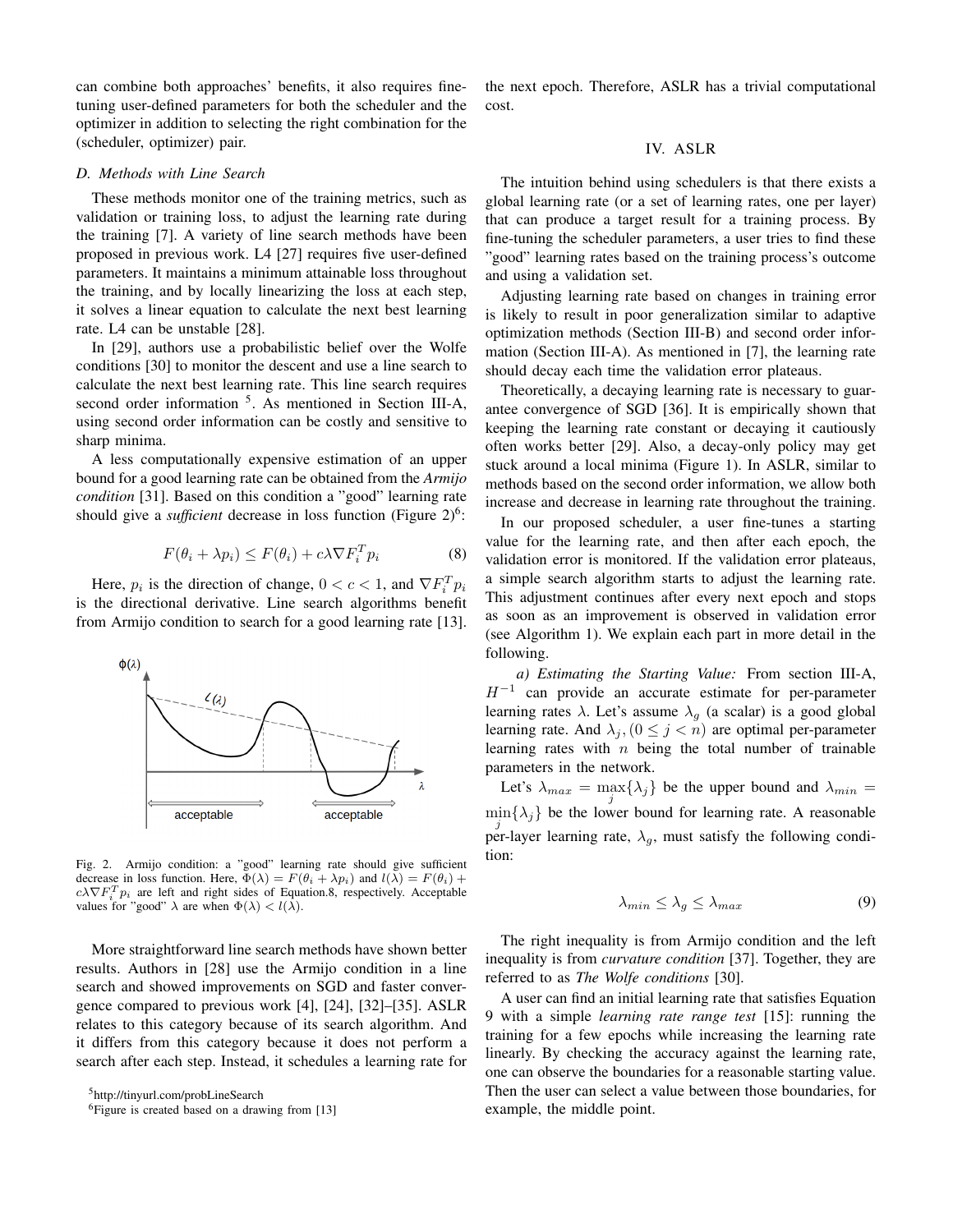can combine both approaches' benefits, it also requires fine-tuning user-defined parameters for both the scheduler and the optimizer in addition to selecting the right combination for the (scheduler, optimizer) pair.

### D. Methods with Line Search

These methods monitor one of the training metrics, such as validation or training loss, to adjust the learning rate during the training [7]. A variety of line search methods have been proposed in previous work. L4 [27] requires five user-defined parameters. It maintains a minimum attainable loss throughout the training, and by locally linearizing the loss at each step, it solves a linear equation to calculate the next best learning rate. L4 can be unstable [28].

In [29], authors use a probabilistic belief over the Wolfe conditions [30] to monitor the descent and use a line search to calculate the next best learning rate. This line search requires second order information [5]. As mentioned in Section III-A, using second order information can be costly and sensitive to sharp minima.

A less computationally expensive estimation of an upper bound for a good learning rate can be obtained from the *Armijo condition* [31]. Based on this condition a "good" learning rate should give a *sufficient* decrease in loss function (Figure 2)[6]:

$$F(\theta_i + \lambda p_i) \leq F(\theta_i) + c\lambda \nabla F_i^T p_i \tag{8}$$

Here, $p_i$ is the direction of change, $0 < c < 1$, and $\nabla F_i^T p_i$ is the directional derivative. Line search algorithms benefit from Armijo condition to search for a good learning rate [13].

Fig. 2. Armijo condition: a "good" learning rate should give sufficient decrease in loss function. Here, $\Phi(\lambda) = F(\theta_i + \lambda p_i)$ and $l(\lambda) = F(\theta_i) + c\lambda \nabla F_i^T p_i$ are left and right sides of Equation.8, respectively. Acceptable values for "good" $\lambda$ are when $\Phi(\lambda) < l(\lambda)$.

More straightforward line search methods have shown better results. Authors in [28] use the Armijo condition in a line search and showed improvements on SGD and faster convergence compared to previous work [4], [24], [32]–[35]. ASLR relates to this category because of its search algorithm. And it differs from this category because it does not perform a search after each step. Instead, it schedules a learning rate for the next epoch. Therefore, ASLR has a trivial computational cost.

## IV. ASLR

The intuition behind using schedulers is that there exists a global learning rate (or a set of learning rates, one per layer) that can produce a target result for a training process. By fine-tuning the scheduler parameters, a user tries to find these "good" learning rates based on the training process's outcome and using a validation set.

Adjusting learning rate based on changes in training error is likely to result in poor generalization similar to adaptive optimization methods (Section III-B) and second order information (Section III-A). As mentioned in [7], the learning rate should decay each time the validation error plateaus.

Theoretically, a decaying learning rate is necessary to guarantee convergence of SGD [36]. It is empirically shown that keeping the learning rate constant or decaying it cautiously often works better [29]. Also, a decay-only policy may get stuck around a local minima (Figure 1). In ASLR, similar to methods based on the second order information, we allow both increase and decrease in learning rate throughout the training.

In our proposed scheduler, a user fine-tunes a starting value for the learning rate, and then after each epoch, the validation error is monitored. If the validation error plateaus, a simple search algorithm starts to adjust the learning rate. This adjustment continues after every next epoch and stops as soon as an improvement is observed in validation error (see Algorithm 1). We explain each part in more detail in the following.

*a) Estimating the Starting Value:* From section III-A, $H^{-1}$ can provide an accurate estimate for per-parameter learning rates $\lambda$. Let's assume $\lambda_g$ (a scalar) is a good global learning rate. And $\lambda_j, (0 \leq j < n)$ are optimal per-parameter learning rates with $n$ being the total number of trainable parameters in the network.

Let's $\lambda_{max} = \max_j\{\lambda_j\}$ be the upper bound and $\lambda_{min} = \min_j\{\lambda_j\}$ be the lower bound for learning rate. A reasonable per-layer learning rate, $\lambda_g$, must satisfy the following condition:

$$\lambda_{min} \leq \lambda_g \leq \lambda_{max} \tag{9}$$

The right inequality is from Armijo condition and the left inequality is from *curvature condition* [37]. Together, they are referred to as *The Wolfe conditions* [30].

A user can find an initial learning rate that satisfies Equation 9 with a simple *learning rate range test* [15]: running the training for a few epochs while increasing the learning rate linearly. By checking the accuracy against the learning rate, one can observe the boundaries for a reasonable starting value. Then the user can select a value between those boundaries, for example, the middle point.

[5] http://tinyurl.com/probLineSearch

[6] Figure is created based on a drawing from [13]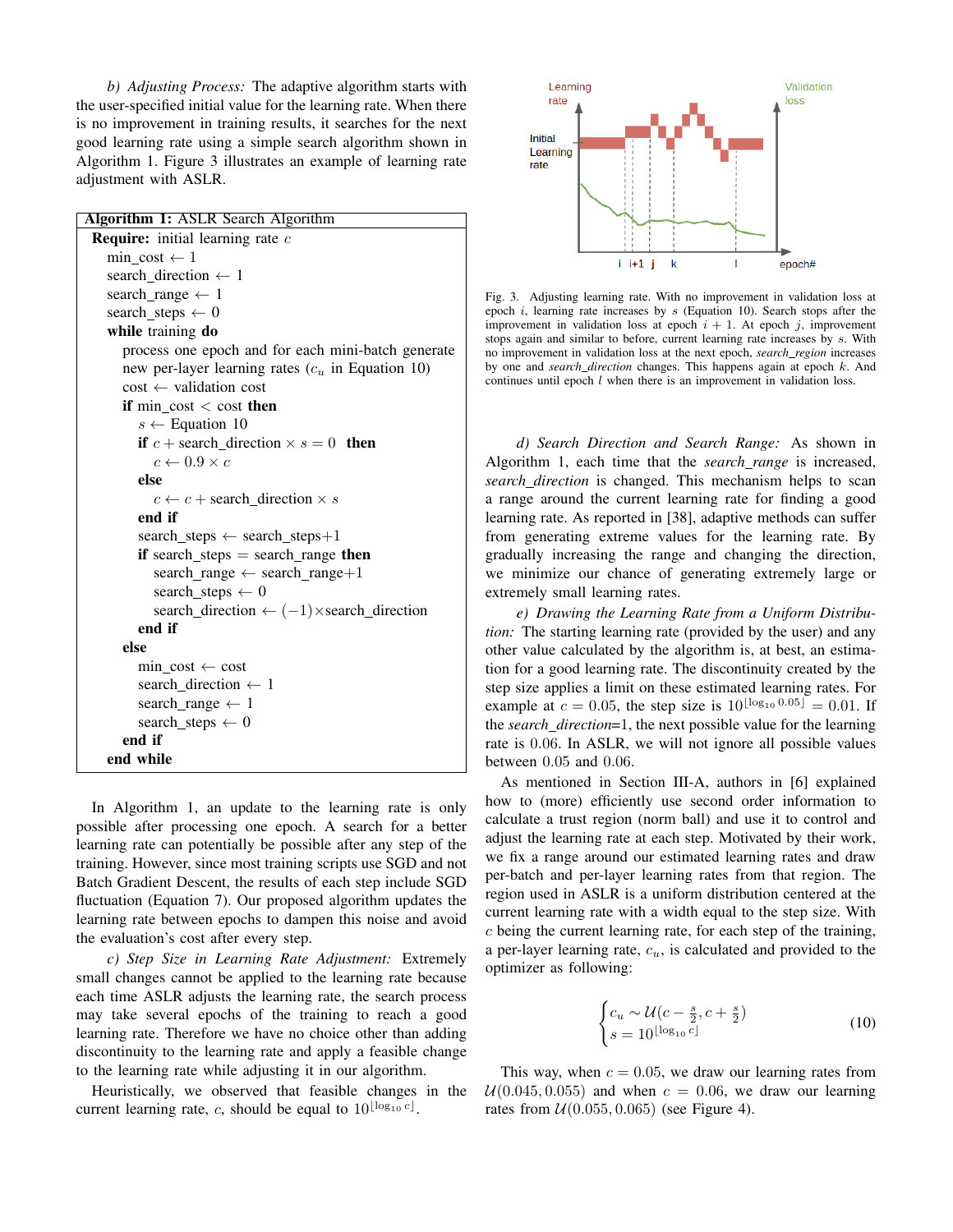*b) Adjusting Process:* The adaptive algorithm starts with the user-specified initial value for the learning rate. When there is no improvement in training results, it searches for the next good learning rate using a simple search algorithm shown in Algorithm 1. Figure 3 illustrates an example of learning rate adjustment with ASLR.

**Algorithm 1:** ASLR Search Algorithm

```
Require: initial learning rate c
  min_cost ← 1
  search_direction ← 1
  search_range ← 1
  search_steps ← 0
  while training do
    process one epoch and for each mini-batch generate
    new per-layer learning rates (c_u in Equation 10)
    cost ← validation cost
    if min_cost < cost then
      s ← Equation 10
      if c + search_direction × s = 0  then
        c ← 0.9 × c
      else
        c ← c + search_direction × s
      end if
      search_steps ← search_steps+1
      if search_steps = search_range then
        search_range ← search_range+1
        search_steps ← 0
        search_direction ← (−1)×search_direction
      end if
    else
      min_cost ← cost
      search_direction ← 1
      search_range ← 1
      search_steps ← 0
    end if
  end while
```

In Algorithm 1, an update to the learning rate is only possible after processing one epoch. A search for a better learning rate can potentially be possible after any step of the training. However, since most training scripts use SGD and not Batch Gradient Descent, the results of each step include SGD fluctuation (Equation 7). Our proposed algorithm updates the learning rate between epochs to dampen this noise and avoid the evaluation's cost after every step.

*c) Step Size in Learning Rate Adjustment:* Extremely small changes cannot be applied to the learning rate because each time ASLR adjusts the learning rate, the search process may take several epochs of the training to reach a good learning rate. Therefore we have no choice other than adding discontinuity to the learning rate and apply a feasible change to the learning rate while adjusting it in our algorithm.

Heuristically, we observed that feasible changes in the current learning rate, $c$, should be equal to $10^{\lfloor \log_{10} c \rfloor}$.

Fig. 3. Adjusting learning rate. With no improvement in validation loss at epoch $i$, learning rate increases by $s$ (Equation 10). Search stops after the improvement in validation loss at epoch $i+1$. At epoch $j$, improvement stops again and similar to before, current learning rate increases by $s$. With no improvement in validation loss at the next epoch, *search_region* increases by one and *search_direction* changes. This happens again at epoch $k$. And continues until epoch $l$ when there is an improvement in validation loss.

*d) Search Direction and Search Range:* As shown in Algorithm 1, each time that the *search_range* is increased, *search_direction* is changed. This mechanism helps to scan a range around the current learning rate for finding a good learning rate. As reported in [38], adaptive methods can suffer from generating extreme values for the learning rate. By gradually increasing the range and changing the direction, we minimize our chance of generating extremely large or extremely small learning rates.

*e) Drawing the Learning Rate from a Uniform Distribution:* The starting learning rate (provided by the user) and any other value calculated by the algorithm is, at best, an estimation for a good learning rate. The discontinuity created by the step size applies a limit on these estimated learning rates. For example at $c = 0.05$, the step size is $10^{\lfloor \log_{10} 0.05 \rfloor} = 0.01$. If the *search_direction*=1, the next possible value for the learning rate is $0.06$. In ASLR, we will not ignore all possible values between $0.05$ and $0.06$.

As mentioned in Section III-A, authors in [6] explained how to (more) efficiently use second order information to calculate a trust region (norm ball) and use it to control and adjust the learning rate at each step. Motivated by their work, we fix a range around our estimated learning rates and draw per-batch and per-layer learning rates from that region. The region used in ASLR is a uniform distribution centered at the current learning rate with a width equal to the step size. With $c$ being the current learning rate, for each step of the training, a per-layer learning rate, $c_u$, is calculated and provided to the optimizer as following:

$$
\begin{cases} c_u \sim \mathcal{U}(c - \frac{s}{2}, c + \frac{s}{2}) \\ s = 10^{\lfloor \log_{10} c \rfloor} \end{cases} \tag{10}
$$

This way, when $c = 0.05$, we draw our learning rates from $\mathcal{U}(0.045, 0.055)$ and when $c = 0.06$, we draw our learning rates from $\mathcal{U}(0.055, 0.065)$ (see Figure 4).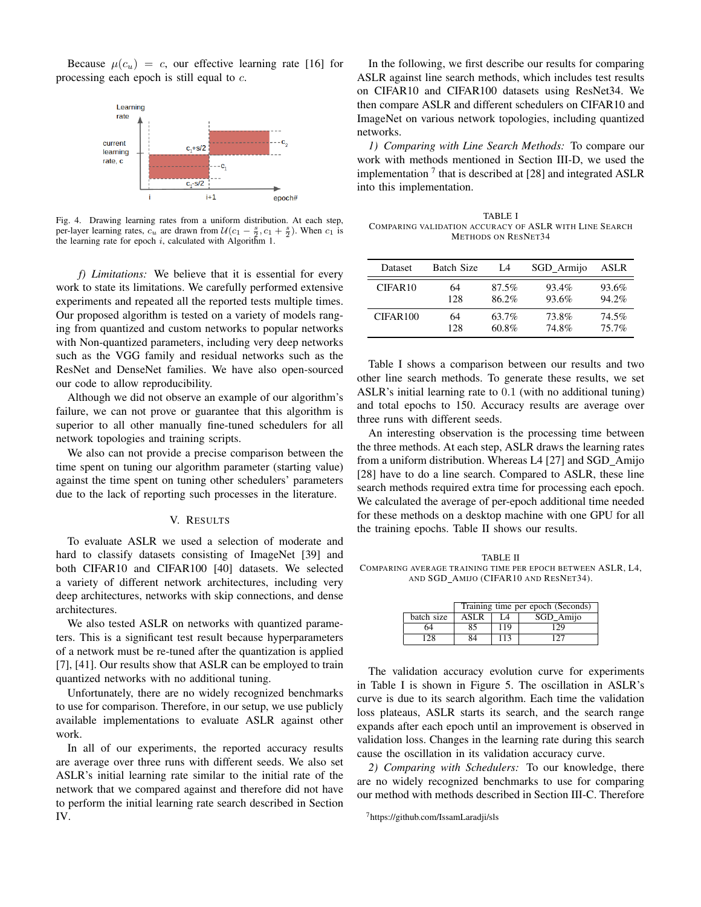Because $\mu(c_u) = c$, our effective learning rate [16] for processing each epoch is still equal to $c$.

Fig. 4. Drawing learning rates from a uniform distribution. At each step, per-layer learning rates, $c_u$ are drawn from $\mathcal{U}(c_1 - \frac{s}{2}, c_1 + \frac{s}{2})$. When $c_1$ is the learning rate for epoch $i$, calculated with Algorithm 1.

*f) Limitations:* We believe that it is essential for every work to state its limitations. We carefully performed extensive experiments and repeated all the reported tests multiple times. Our proposed algorithm is tested on a variety of models ranging from quantized and custom networks to popular networks with Non-quantized parameters, including very deep networks such as the VGG family and residual networks such as the ResNet and DenseNet families. We have also open-sourced our code to allow reproducibility.

Although we did not observe an example of our algorithm's failure, we can not prove or guarantee that this algorithm is superior to all other manually fine-tuned schedulers for all network topologies and training scripts.

We also can not provide a precise comparison between the time spent on tuning our algorithm parameter (starting value) against the time spent on tuning other schedulers' parameters due to the lack of reporting such processes in the literature.

## V. Results

To evaluate ASLR we used a selection of moderate and hard to classify datasets consisting of ImageNet [39] and both CIFAR10 and CIFAR100 [40] datasets. We selected a variety of different network architectures, including very deep architectures, networks with skip connections, and dense architectures.

We also tested ASLR on networks with quantized parameters. This is a significant test result because hyperparameters of a network must be re-tuned after the quantization is applied [7], [41]. Our results show that ASLR can be employed to train quantized networks with no additional tuning.

Unfortunately, there are no widely recognized benchmarks to use for comparison. Therefore, in our setup, we use publicly available implementations to evaluate ASLR against other work.

In all of our experiments, the reported accuracy results are average over three runs with different seeds. We also set ASLR's initial learning rate similar to the initial rate of the network that we compared against and therefore did not have to perform the initial learning rate search described in Section IV.

In the following, we first describe our results for comparing ASLR against line search methods, which includes test results on CIFAR10 and CIFAR100 datasets using ResNet34. We then compare ASLR and different schedulers on CIFAR10 and ImageNet on various network topologies, including quantized networks.

*1) Comparing with Line Search Methods:* To compare our work with methods mentioned in Section III-D, we used the implementation [7] that is described at [28] and integrated ASLR into this implementation.

TABLE I
Comparing validation accuracy of ASLR with Line Search Methods on ResNet34

| Dataset | Batch Size | L4 | SGD_Armijo | ASLR |
|---|---|---|---|---|
| CIFAR10 | 64 | 87.5% | 93.4% | 93.6% |
| | 128 | 86.2% | 93.6% | 94.2% |
| CIFAR100 | 64 | 63.7% | 73.8% | 74.5% |
| | 128 | 60.8% | 74.8% | 75.7% |

Table I shows a comparison between our results and two other line search methods. To generate these results, we set ASLR's initial learning rate to 0.1 (with no additional tuning) and total epochs to 150. Accuracy results are average over three runs with different seeds.

An interesting observation is the processing time between the three methods. At each step, ASLR draws the learning rates from a uniform distribution. Whereas L4 [27] and SGD_Amijo [28] have to do a line search. Compared to ASLR, these line search methods required extra time for processing each epoch. We calculated the average of per-epoch additional time needed for these methods on a desktop machine with one GPU for all the training epochs. Table II shows our results.

TABLE II
Comparing average training time per epoch between ASLR, L4, and SGD_Amijo (CIFAR10 and ResNet34).

| | Training time per epoch (Seconds) | | |
|---|---|---|---|
| batch size | ASLR | L4 | SGD_Amijo |
| 64 | 85 | 119 | 129 |
| 128 | 84 | 113 | 127 |

The validation accuracy evolution curve for experiments in Table I is shown in Figure 5. The oscillation in ASLR's curve is due to its search algorithm. Each time the validation loss plateaus, ASLR starts its search, and the search range expands after each epoch until an improvement is observed in validation loss. Changes in the learning rate during this search cause the oscillation in its validation accuracy curve.

*2) Comparing with Schedulers:* To our knowledge, there are no widely recognized benchmarks to use for comparing our method with methods described in Section III-C. Therefore

[7] https://github.com/IssamLaradji/sls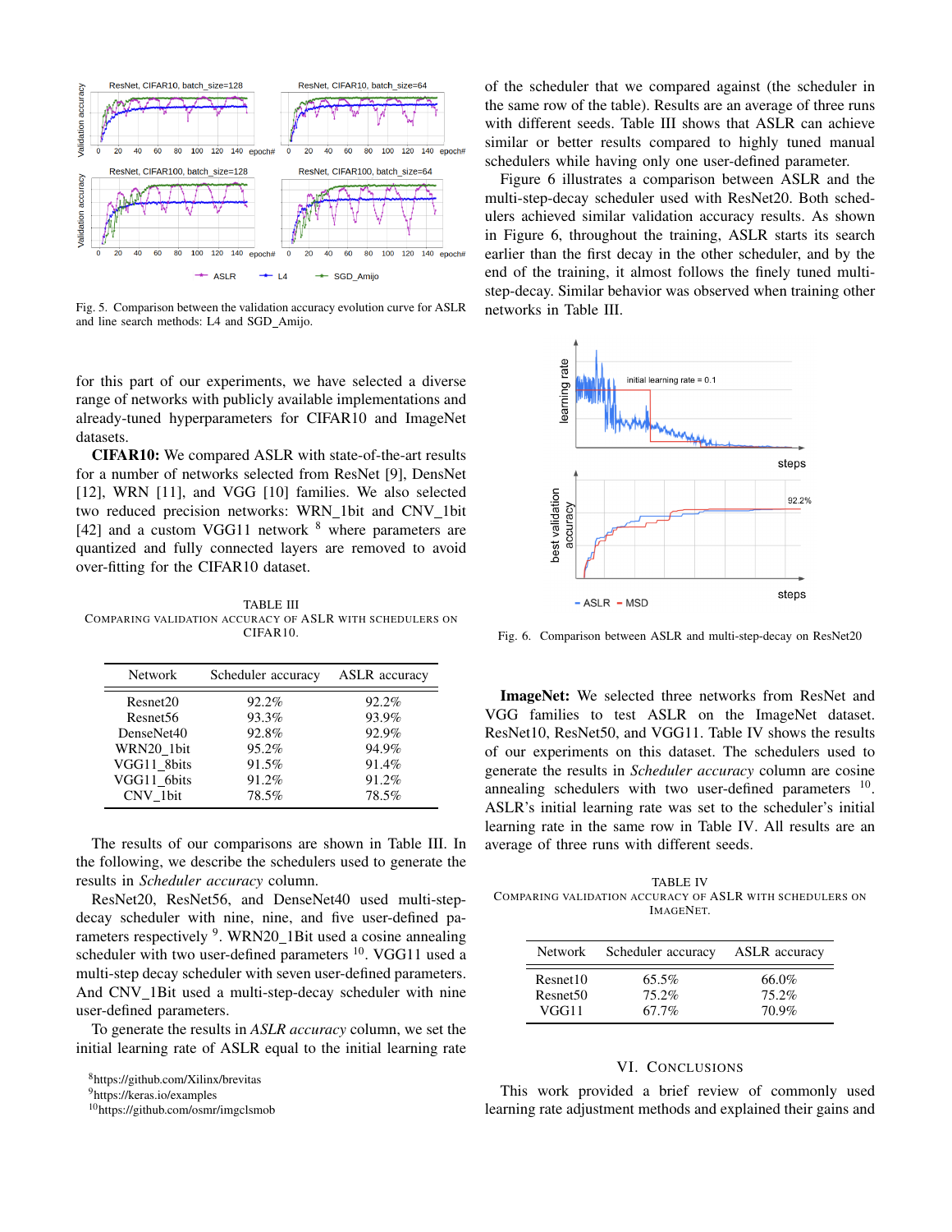Fig. 5. Comparison between the validation accuracy evolution curve for ASLR and line search methods: L4 and SGD_Amijo.

for this part of our experiments, we have selected a diverse range of networks with publicly available implementations and already-tuned hyperparameters for CIFAR10 and ImageNet datasets.

**CIFAR10:** We compared ASLR with state-of-the-art results for a number of networks selected from ResNet [9], DensNet [12], WRN [11], and VGG [10] families. We also selected two reduced precision networks: WRN_1bit and CNV_1bit [42] and a custom VGG11 network [8] where parameters are quantized and fully connected layers are removed to avoid over-fitting for the CIFAR10 dataset.

TABLE III
COMPARING VALIDATION ACCURACY OF ASLR WITH SCHEDULERS ON CIFAR10.

| Network | Scheduler accuracy | ASLR accuracy |
|---|---|---|
| Resnet20 | 92.2% | 92.2% |
| Resnet56 | 93.3% | 93.9% |
| DenseNet40 | 92.8% | 92.9% |
| WRN20_1bit | 95.2% | 94.9% |
| VGG11_8bits | 91.5% | 91.4% |
| VGG11_6bits | 91.2% | 91.2% |
| CNV_1bit | 78.5% | 78.5% |

The results of our comparisons are shown in Table III. In the following, we describe the schedulers used to generate the results in *Scheduler accuracy* column.

ResNet20, ResNet56, and DenseNet40 used multi-step-decay scheduler with nine, nine, and five user-defined parameters respectively [9]. WRN20_1Bit used a cosine annealing scheduler with two user-defined parameters [10]. VGG11 used a multi-step decay scheduler with seven user-defined parameters. And CNV_1Bit used a multi-step-decay scheduler with nine user-defined parameters.

To generate the results in *ASLR accuracy* column, we set the initial learning rate of ASLR equal to the initial learning rate of the scheduler that we compared against (the scheduler in the same row of the table). Results are an average of three runs with different seeds. Table III shows that ASLR can achieve similar or better results compared to highly tuned manual schedulers while having only one user-defined parameter.

Figure 6 illustrates a comparison between ASLR and the multi-step-decay scheduler used with ResNet20. Both schedulers achieved similar validation accuracy results. As shown in Figure 6, throughout the training, ASLR starts its search earlier than the first decay in the other scheduler, and by the end of the training, it almost follows the finely tuned multi-step-decay. Similar behavior was observed when training other networks in Table III.

Fig. 6. Comparison between ASLR and multi-step-decay on ResNet20

**ImageNet:** We selected three networks from ResNet and VGG families to test ASLR on the ImageNet dataset. ResNet10, ResNet50, and VGG11. Table IV shows the results of our experiments on this dataset. The schedulers used to generate the results in *Scheduler accuracy* column are cosine annealing schedulers with two user-defined parameters [10]. ASLR's initial learning rate was set to the scheduler's initial learning rate in the same row in Table IV. All results are an average of three runs with different seeds.

TABLE IV
COMPARING VALIDATION ACCURACY OF ASLR WITH SCHEDULERS ON IMAGENET.

| Network | Scheduler accuracy | ASLR accuracy |
|---|---|---|
| Resnet10 | 65.5% | 66.0% |
| Resnet50 | 75.2% | 75.2% |
| VGG11 | 67.7% | 70.9% |

## VI. CONCLUSIONS

This work provided a brief review of commonly used learning rate adjustment methods and explained their gains and

[8] https://github.com/Xilinx/brevitas
[9] https://keras.io/examples
[10] https://github.com/osmr/imgclsmob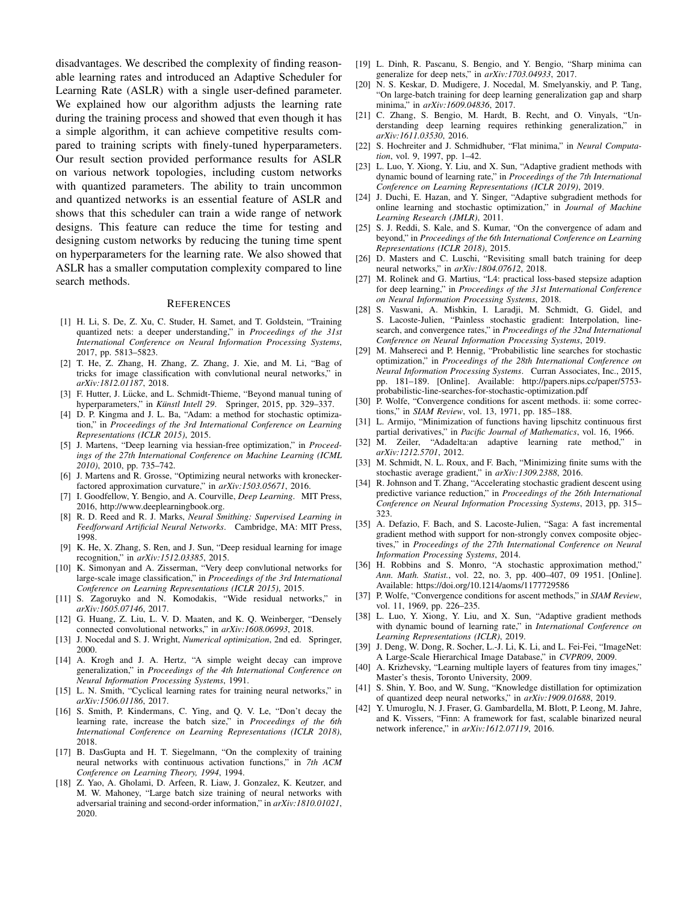disadvantages. We described the complexity of finding reasonable learning rates and introduced an Adaptive Scheduler for Learning Rate (ASLR) with a single user-defined parameter. We explained how our algorithm adjusts the learning rate during the training process and showed that even though it has a simple algorithm, it can achieve competitive results compared to training scripts with finely-tuned hyperparameters. Our result section provided performance results for ASLR on various network topologies, including custom networks with quantized parameters. The ability to train uncommon and quantized networks is an essential feature of ASLR and shows that this scheduler can train a wide range of network designs. This feature can reduce the time for testing and designing custom networks by reducing the tuning time spent on hyperparameters for the learning rate. We also showed that ASLR has a smaller computation complexity compared to line search methods.

## REFERENCES

[1] H. Li, S. De, Z. Xu, C. Studer, H. Samet, and T. Goldstein, "Training quantized nets: a deeper understanding," in *Proceedings of the 31st International Conference on Neural Information Processing Systems*, 2017, pp. 5813–5823.

[2] T. He, Z. Zhang, H. Zhang, Z. Zhang, J. Xie, and M. Li, "Bag of tricks for image classification with convlutional neural networks," in *arXiv:1812.01187*, 2018.

[3] F. Hutter, J. Lücke, and L. Schmidt-Thieme, "Beyond manual tuning of hyperparameters," in *Künstl Intell 29*. Springer, 2015, pp. 329–337.

[4] D. P. Kingma and J. L. Ba, "Adam: a method for stochastic optimization," in *Proceedings of the 3rd International Conference on Learning Representations (ICLR 2015)*, 2015.

[5] J. Martens, "Deep learning via hessian-free optimization," in *Proceedings of the 27th International Conference on Machine Learning (ICML 2010)*, 2010, pp. 735–742.

[6] J. Martens and R. Grosse, "Optimizing neural networks with kronecker-factored approximation curvature," in *arXiv:1503.05671*, 2016.

[7] I. Goodfellow, Y. Bengio, and A. Courville, *Deep Learning*. MIT Press, 2016, http://www.deeplearningbook.org.

[8] R. D. Reed and R. J. Marks, *Neural Smithing: Supervised Learning in Feedforward Artificial Neural Networks*. Cambridge, MA: MIT Press, 1998.

[9] K. He, X. Zhang, S. Ren, and J. Sun, "Deep residual learning for image recognition," in *arXiv:1512.03385*, 2015.

[10] K. Simonyan and A. Zisserman, "Very deep convlutional networks for large-scale image classification," in *Proceedings of the 3rd International Conference on Learning Representations (ICLR 2015)*, 2015.

[11] S. Zagoruyko and N. Komodakis, "Wide residual networks," in *arXiv:1605.07146*, 2017.

[12] G. Huang, Z. Liu, L. V. D. Maaten, and K. Q. Weinberger, "Densely connected convolutional networks," in *arXiv:1608.06993*, 2018.

[13] J. Nocedal and S. J. Wright, *Numerical optimization*, 2nd ed. Springer, 2000.

[14] A. Krogh and J. A. Hertz, "A simple weight decay can improve generalization," in *Proceedings of the 4th International Conference on Neural Information Processing Systems*, 1991.

[15] L. N. Smith, "Cyclical learning rates for training neural networks," in *arXiv:1506.01186*, 2017.

[16] S. Smith, P. Kindermans, C. Ying, and Q. V. Le, "Don't decay the learning rate, increase the batch size," in *Proceedings of the 6th International Conference on Learning Representations (ICLR 2018)*, 2018.

[17] B. DasGupta and H. T. Siegelmann, "On the complexity of training neural networks with continuous activation functions," in *7th ACM Conference on Learning Theory, 1994*, 1994.

[18] Z. Yao, A. Gholami, D. Arfeen, R. Liaw, J. Gonzalez, K. Keutzer, and M. W. Mahoney, "Large batch size training of neural networks with adversarial training and second-order information," in *arXiv:1810.01021*, 2020.

[19] L. Dinh, R. Pascanu, S. Bengio, and Y. Bengio, "Sharp minima can generalize for deep nets," in *arXiv:1703.04933*, 2017.

[20] N. S. Keskar, D. Mudigere, J. Nocedal, M. Smelyanskiy, and P. Tang, "On large-batch training for deep learning generalization gap and sharp minima," in *arXiv:1609.04836*, 2017.

[21] C. Zhang, S. Bengio, M. Hardt, B. Recht, and O. Vinyals, "Understanding deep learning requires rethinking generalization," in *arXiv:1611.03530*, 2016.

[22] S. Hochreiter and J. Schmidhuber, "Flat minima," in *Neural Computation*, vol. 9, 1997, pp. 1–42.

[23] L. Luo, Y. Xiong, Y. Liu, and X. Sun, "Adaptive gradient methods with dynamic bound of learning rate," in *Proceedings of the 7th International Conference on Learning Representations (ICLR 2019)*, 2019.

[24] J. Duchi, E. Hazan, and Y. Singer, "Adaptive subgradient methods for online learning and stochastic optimization," in *Journal of Machine Learning Research (JMLR)*, 2011.

[25] S. J. Reddi, S. Kale, and S. Kumar, "On the convergence of adam and beyond," in *Proceedings of the 6th International Conference on Learning Representations (ICLR 2018)*, 2015.

[26] D. Masters and C. Luschi, "Revisiting small batch training for deep neural networks," in *arXiv:1804.07612*, 2018.

[27] M. Rolinek and G. Martius, "L4: practical loss-based stepsize adaption for deep learning," in *Proceedings of the 31st International Conference on Neural Information Processing Systems*, 2018.

[28] S. Vaswani, A. Mishkin, I. Laradji, M. Schmidt, G. Gidel, and S. Lacoste-Julien, "Painless stochastic gradient: Interpolation, line-search, and convergence rates," in *Proceedings of the 32nd International Conference on Neural Information Processing Systems*, 2019.

[29] M. Mahsereci and P. Hennig, "Probabilistic line searches for stochastic optimization," in *Proceedings of the 28th International Conference on Neural Information Processing Systems*. Curran Associates, Inc., 2015, pp. 181–189. [Online]. Available: http://papers.nips.cc/paper/5753-probabilistic-line-searches-for-stochastic-optimization.pdf

[30] P. Wolfe, "Convergence conditions for ascent methods. ii: some corrections," in *SIAM Review*, vol. 13, 1971, pp. 185–188.

[31] L. Armijo, "Minimization of functions having lipschitz continuous first partial derivatives," in *Pacific Journal of Mathematics*, vol. 16, 1966.

[32] M. Zeiler, "Adadelta:an adaptive learning rate method," in *arXiv:1212.5701*, 2012.

[33] M. Schmidt, N. L. Roux, and F. Bach, "Minimizing finite sums with the stochastic average gradient," in *arXiv:1309.2388*, 2016.

[34] R. Johnson and T. Zhang, "Accelerating stochastic gradient descent using predictive variance reduction," in *Proceedings of the 26th International Conference on Neural Information Processing Systems*, 2013, pp. 315–323.

[35] A. Defazio, F. Bach, and S. Lacoste-Julien, "Saga: A fast incremental gradient method with support for non-strongly convex composite objectives," in *Proceedings of the 27th International Conference on Neural Information Processing Systems*, 2014.

[36] H. Robbins and S. Monro, "A stochastic approximation method," *Ann. Math. Statist.*, vol. 22, no. 3, pp. 400–407, 09 1951. [Online]. Available: https://doi.org/10.1214/aoms/1177729586

[37] P. Wolfe, "Convergence conditions for ascent methods," in *SIAM Review*, vol. 11, 1969, pp. 226–235.

[38] L. Luo, Y. Xiong, Y. Liu, and X. Sun, "Adaptive gradient methods with dynamic bound of learning rate," in *International Conference on Learning Representations (ICLR)*, 2019.

[39] J. Deng, W. Dong, R. Socher, L.-J. Li, K. Li, and L. Fei-Fei, "ImageNet: A Large-Scale Hierarchical Image Database," in *CVPR09*, 2009.

[40] A. Krizhevsky, "Learning multiple layers of features from tiny images," Master's thesis, Toronto University, 2009.

[41] S. Shin, Y. Boo, and W. Sung, "Knowledge distillation for optimization of quantized deep neural networks," in *arXiv:1909.01688*, 2019.

[42] Y. Umuroglu, N. J. Fraser, G. Gambardella, M. Blott, P. Leong, M. Jahre, and K. Vissers, "Finn: A framework for fast, scalable binarized neural network inference," in *arXiv:1612.07119*, 2016.